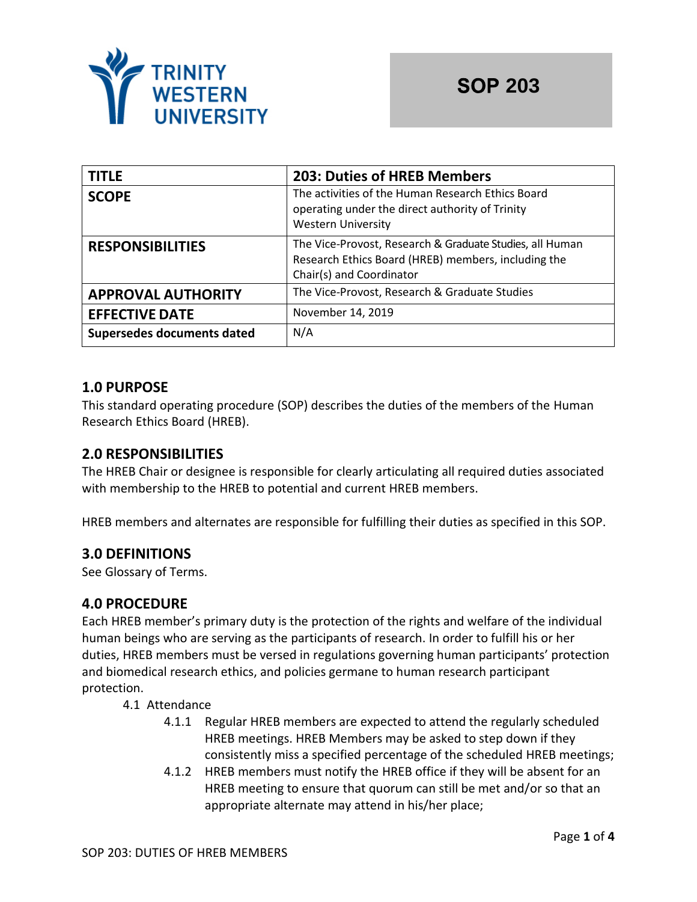# SOP 203

| TITLE | 203: Duties of HREB Members |
|---|---|
| SCOPE | The activities of the Human Research Ethics Board operating under the direct authority of Trinity Western University |
| RESPONSIBILITIES | The Vice-Provost, Research & Graduate Studies, all Human Research Ethics Board (HREB) members, including the Chair(s) and Coordinator |
| APPROVAL AUTHORITY | The Vice-Provost, Research & Graduate Studies |
| EFFECTIVE DATE | November 14, 2019 |
| Supersedes documents dated | N/A |

## 1.0 PURPOSE

This standard operating procedure (SOP) describes the duties of the members of the Human Research Ethics Board (HREB).

## 2.0 RESPONSIBILITIES

The HREB Chair or designee is responsible for clearly articulating all required duties associated with membership to the HREB to potential and current HREB members.

HREB members and alternates are responsible for fulfilling their duties as specified in this SOP.

## 3.0 DEFINITIONS

See Glossary of Terms.

## 4.0 PROCEDURE

Each HREB member's primary duty is the protection of the rights and welfare of the individual human beings who are serving as the participants of research. In order to fulfill his or her duties, HREB members must be versed in regulations governing human participants' protection and biomedical research ethics, and policies germane to human research participant protection.

- 4.1 Attendance
  - 4.1.1 Regular HREB members are expected to attend the regularly scheduled HREB meetings. HREB Members may be asked to step down if they consistently miss a specified percentage of the scheduled HREB meetings;
  - 4.1.2 HREB members must notify the HREB office if they will be absent for an HREB meeting to ensure that quorum can still be met and/or so that an appropriate alternate may attend in his/her place;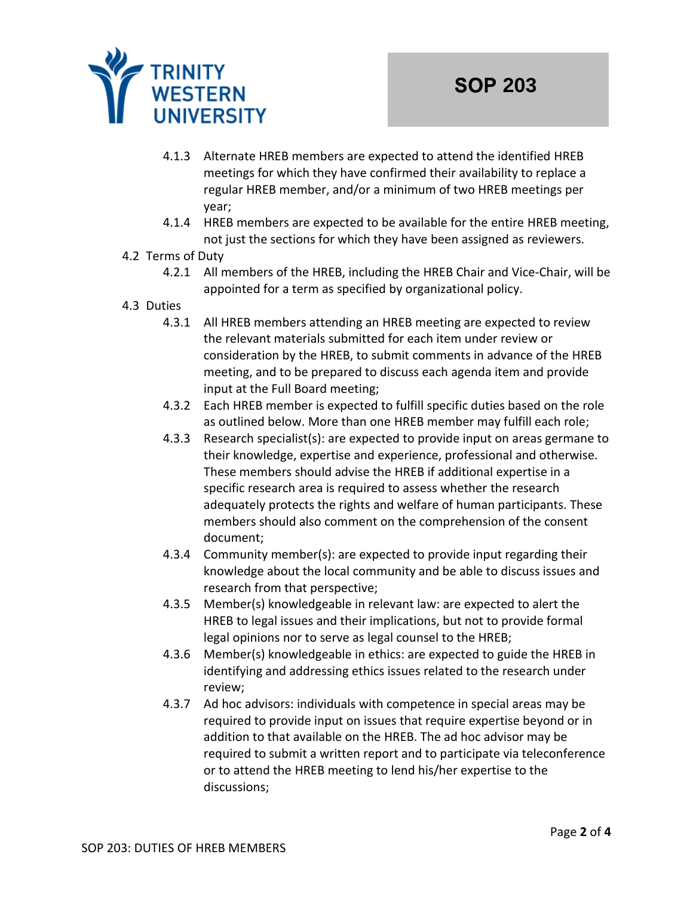- 4.1.3 Alternate HREB members are expected to attend the identified HREB meetings for which they have confirmed their availability to replace a regular HREB member, and/or a minimum of two HREB meetings per year;
- 4.1.4 HREB members are expected to be available for the entire HREB meeting, not just the sections for which they have been assigned as reviewers.

4.2 Terms of Duty

- 4.2.1 All members of the HREB, including the HREB Chair and Vice-Chair, will be appointed for a term as specified by organizational policy.

4.3 Duties

- 4.3.1 All HREB members attending an HREB meeting are expected to review the relevant materials submitted for each item under review or consideration by the HREB, to submit comments in advance of the HREB meeting, and to be prepared to discuss each agenda item and provide input at the Full Board meeting;
- 4.3.2 Each HREB member is expected to fulfill specific duties based on the role as outlined below. More than one HREB member may fulfill each role;
- 4.3.3 Research specialist(s): are expected to provide input on areas germane to their knowledge, expertise and experience, professional and otherwise. These members should advise the HREB if additional expertise in a specific research area is required to assess whether the research adequately protects the rights and welfare of human participants. These members should also comment on the comprehension of the consent document;
- 4.3.4 Community member(s): are expected to provide input regarding their knowledge about the local community and be able to discuss issues and research from that perspective;
- 4.3.5 Member(s) knowledgeable in relevant law: are expected to alert the HREB to legal issues and their implications, but not to provide formal legal opinions nor to serve as legal counsel to the HREB;
- 4.3.6 Member(s) knowledgeable in ethics: are expected to guide the HREB in identifying and addressing ethics issues related to the research under review;
- 4.3.7 Ad hoc advisors: individuals with competence in special areas may be required to provide input on issues that require expertise beyond or in addition to that available on the HREB. The ad hoc advisor may be required to submit a written report and to participate via teleconference or to attend the HREB meeting to lend his/her expertise to the discussions;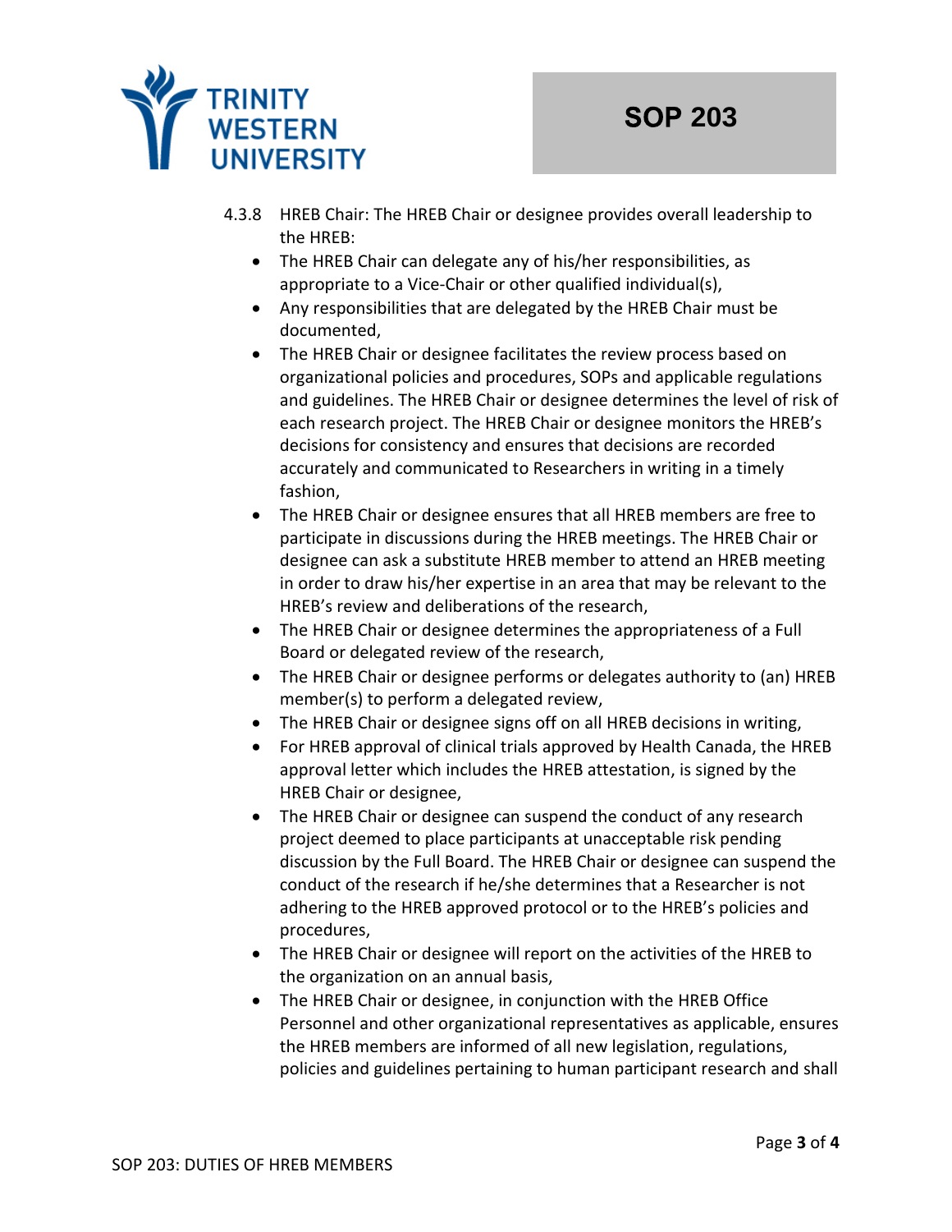4.3.8 HREB Chair: The HREB Chair or designee provides overall leadership to the HREB:

- The HREB Chair can delegate any of his/her responsibilities, as appropriate to a Vice-Chair or other qualified individual(s),
- Any responsibilities that are delegated by the HREB Chair must be documented,
- The HREB Chair or designee facilitates the review process based on organizational policies and procedures, SOPs and applicable regulations and guidelines. The HREB Chair or designee determines the level of risk of each research project. The HREB Chair or designee monitors the HREB's decisions for consistency and ensures that decisions are recorded accurately and communicated to Researchers in writing in a timely fashion,
- The HREB Chair or designee ensures that all HREB members are free to participate in discussions during the HREB meetings. The HREB Chair or designee can ask a substitute HREB member to attend an HREB meeting in order to draw his/her expertise in an area that may be relevant to the HREB's review and deliberations of the research,
- The HREB Chair or designee determines the appropriateness of a Full Board or delegated review of the research,
- The HREB Chair or designee performs or delegates authority to (an) HREB member(s) to perform a delegated review,
- The HREB Chair or designee signs off on all HREB decisions in writing,
- For HREB approval of clinical trials approved by Health Canada, the HREB approval letter which includes the HREB attestation, is signed by the HREB Chair or designee,
- The HREB Chair or designee can suspend the conduct of any research project deemed to place participants at unacceptable risk pending discussion by the Full Board. The HREB Chair or designee can suspend the conduct of the research if he/she determines that a Researcher is not adhering to the HREB approved protocol or to the HREB's policies and procedures,
- The HREB Chair or designee will report on the activities of the HREB to the organization on an annual basis,
- The HREB Chair or designee, in conjunction with the HREB Office Personnel and other organizational representatives as applicable, ensures the HREB members are informed of all new legislation, regulations, policies and guidelines pertaining to human participant research and shall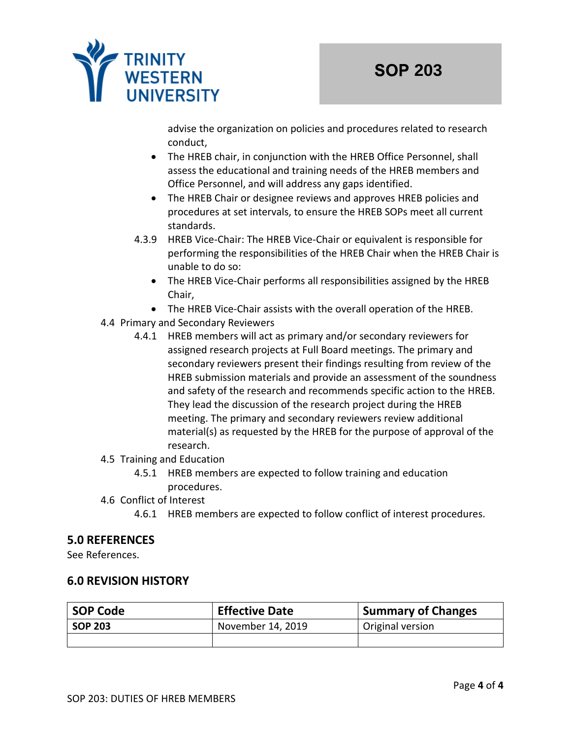advise the organization on policies and procedures related to research conduct,

- The HREB chair, in conjunction with the HREB Office Personnel, shall assess the educational and training needs of the HREB members and Office Personnel, and will address any gaps identified.
- The HREB Chair or designee reviews and approves HREB policies and procedures at set intervals, to ensure the HREB SOPs meet all current standards.

4.3.9 HREB Vice-Chair: The HREB Vice-Chair or equivalent is responsible for performing the responsibilities of the HREB Chair when the HREB Chair is unable to do so:

- The HREB Vice-Chair performs all responsibilities assigned by the HREB Chair,
- The HREB Vice-Chair assists with the overall operation of the HREB.

4.4 Primary and Secondary Reviewers

4.4.1 HREB members will act as primary and/or secondary reviewers for assigned research projects at Full Board meetings. The primary and secondary reviewers present their findings resulting from review of the HREB submission materials and provide an assessment of the soundness and safety of the research and recommends specific action to the HREB. They lead the discussion of the research project during the HREB meeting. The primary and secondary reviewers review additional material(s) as requested by the HREB for the purpose of approval of the research.

4.5 Training and Education

4.5.1 HREB members are expected to follow training and education procedures.

4.6 Conflict of Interest

4.6.1 HREB members are expected to follow conflict of interest procedures.

## 5.0 REFERENCES

See References.

## 6.0 REVISION HISTORY

| SOP Code | Effective Date | Summary of Changes |
|---|---|---|
| **SOP 203** | November 14, 2019 | Original version |
| | | |